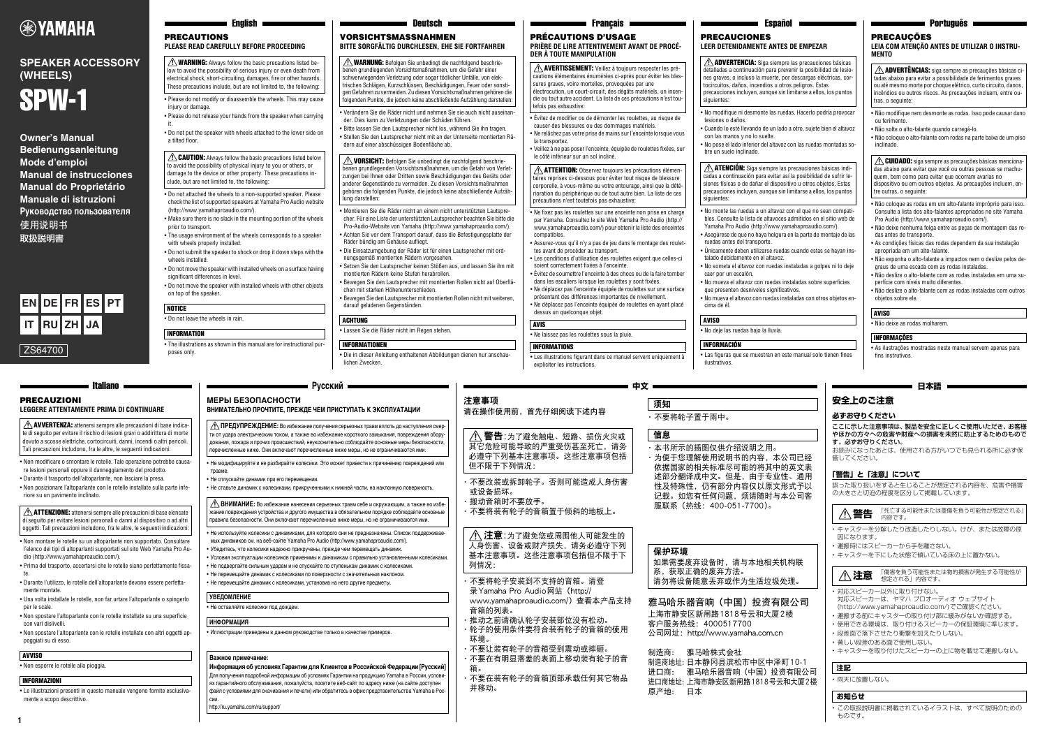# YAMAHA

## SPEAKER ACCESSORY (WHEELS)

# SPW-1

**Owner's Manual**
**Bedienungsanleitung**
**Mode d'emploi**
**Manual de instrucciones**
**Manual do Proprietário**
**Manuale di istruzioni**
**Руководство пользователя**
**使用说明书**
**取扱説明書**

EN DE FR ES PT IT RU ZH JA

ZS64700

---

## English

### PRECAUTIONS

**PLEASE READ CAREFULLY BEFORE PROCEEDING**

⚠ **WARNING:** Always follow the basic precautions listed below to avoid the possibility of serious injury or even death from electrical shock, short-circuiting, damages, fire or other hazards. These precautions include, but are not limited to, the following:

- Please do not modify or disassemble the wheels. This may cause injury or damage.
- Please do not release your hands from the speaker when carrying it.
- Do not put the speaker with wheels attached to the lower side on a tilted floor.

⚠ **CAUTION:** Always follow the basic precautions listed below to avoid the possibility of physical injury to you or others, or damage to the device or other property. These precautions include, but are not limited to, the following:

- Do not attached the wheels to a non-supported speaker. Please check the list of supported speakers at Yamaha Pro Audio website (http://www.yamahaproaudio.com/).
- Make sure there is no slack in the mounting portion of the wheels prior to transport.
- The usage environment of the wheels corresponds to a speaker with wheels properly installed.
- Do not submit the speaker to shock or drop it down steps with the wheels installed.
- Do not move the speaker with installed wheels on a surface having significant differences in level.
- Do not move the speaker with installed wheels with other objects on top of the speaker.

**NOTICE**

- Do not leave the wheels in rain.

**INFORMATION**

- The illustrations as shown in this manual are for instructional purposes only.

---

## Deutsch

### VORSICHTSMASSNAHMEN

**BITTE SORGFÄLTIG DURCHLESEN, EHE SIE FORTFAHREN**

⚠ **WARNUNG:** Befolgen Sie unbedingt die nachfolgend beschriebenen grundlegenden Vorsichtsmaßnahmen, um die Gefahr einer schwerwiegenden Verletzung oder sogar tödlicher Unfälle, von elektrischen Schlägen, Kurzschlüssen, Beschädigungen, Feuer oder sonstigen Gefahren zu vermeiden. Zu diesen Vorsichtsmaßnahmen gehören die folgenden Punkte, die jedoch keine abschließende Aufzählung darstellen:

- Verändern Sie die Räder nicht und nehmen Sie sie auch nicht auseinander. Dies kann zu Verletzungen oder Schäden führen.
- Bitte lassen Sie den Lautsprecher nicht los, während Sie ihn tragen.
- Stellen Sie den Lautsprecher nicht mit an der Unterseite montierten Rädern auf einer abschüssigen Bodenfläche ab.

⚠ **VORSICHT:** Befolgen Sie unbedingt die nachfolgend beschriebenen grundlegenden Vorsichtsmaßnahmen, um die Gefahr von Verletzungen bei Ihnen oder Dritten sowie Beschädigungen des Geräts oder anderer Gegenstände zu vermeiden. Zu diesen Vorsichtsmaßnahmen gehören die folgenden Punkte, die jedoch keine abschließende Aufzählung darstellen:

- Montieren Sie die Räder nicht an einem nicht unterstützten Lautsprecher. Für eine Liste der unterstützten Lautsprecher beachten Sie bitte die Pro-Audio-Website von Yamaha (http://www.yamahaproaudio.com/).
- Achten Sie vor dem Transport darauf, dass die Befestigungsplatte der Räder bündig am Gehäuse aufliegt.
- Die Einsatzumgebung der Räder ist für einen Lautsprecher mit ordnungsgemäß montierten Rädern vorgesehen.
- Setzen Sie den Lautsprecher keinen Stößen aus, und lassen Sie ihn mit montierten Rädern keine Stufen herabrollen.
- Bewegen Sie den Lautsprecher mit montierten Rollen nicht auf Oberflächen mit starken Höhenunterschieden.
- Bewegen Sie den Lautsprecher mit montierten Rollen nicht mit weiteren, darauf geladenen Gegenständen.

**ACHTUNG**

- Lassen Sie die Räder nicht im Regen stehen.

**INFORMATIONEN**

- Die in dieser Anleitung enthaltenen Abbildungen dienen nur anschaulichen Zwecken.

---

## Français

### PRÉCAUTIONS D'USAGE

**PRIÈRE DE LIRE ATTENTIVEMENT AVANT DE PROCÉDER À TOUTE MANIPULATION**

⚠ **AVERTISSEMENT:** Veillez à toujours respecter les précautions élémentaires énumérées ci-après pour éviter les blessures graves, voire mortelles, provoquées par une électrocution, un court-circuit, des dégâts matériels, un incendie ou tout autre accident. La liste de ces précautions n'est toutefois pas exhaustive:

- Évitez de modifier ou de démonter les roulettes, au risque de causer des blessures ou des dommages matériels.
- Ne relâchez pas votre prise de mains sur l'enceinte lorsque vous la transportez.
- Veillez à ne pas poser l'enceinte, équipée de roulettes fixées, sur le côté inférieur sur un sol incliné.

⚠ **ATTENTION:** Observez toujours les précautions élémentaires reprises ci-dessous pour éviter tout risque de blessure corporelle, à vous-même ou votre entourage, ainsi que la détérioration du périphérique ou de tout autre bien. La liste de ces précautions n'est toutefois pas exhaustive:

- Ne fixez pas les roulettes sur une enceinte non prise en charge par Yamaha. Consultez le site Web Yamaha Pro Audio (http://www.yamahaproaudio.com/) pour obtenir la liste des enceintes compatibles.
- Assurez-vous qu'il n'y a pas de jeu dans le montage des roulettes avant de procéder au transport.
- Les conditions d'utilisation des roulettes exigent que celles-ci soient correctement fixées à l'enceinte.
- Évitez de soumettre l'enceinte à des chocs ou de la faire tomber dans les escaliers lorsque les roulettes y sont fixées.
- Ne déplacez pas l'enceinte équipée de roulettes sur une surface présentant des différences importantes de nivellement.
- Ne déplacez pas l'enceinte équipée de roulettes en ayant placé dessus un quelconque objet.

**AVIS**

- Ne laissez pas les roulettes sous la pluie.

**INFORMATIONS**

- Les illustrations figurant dans ce manuel servent uniquement à expliciter les instructions.

---

## Español

### PRECAUCIONES

**LEER DETENIDAMENTE ANTES DE EMPEZAR**

⚠ **ADVERTENCIA:** Siga siempre las precauciones básicas detalladas a continuación para prevenir la posibilidad de lesiones graves, o incluso la muerte, por descargas eléctricas, cortocircuitos, daños, incendios u otros peligros. Estas precauciones incluyen, aunque sin limitarse a ellos, los puntos siguientes:

- No modifique ni desmonte las ruedas. Hacerlo podría provocar lesiones o daños.
- Cuando lo esté llevando de un lado a otro, sujete bien el altavoz con las manos y no lo suelte.
- No pose el lado inferior del altavoz con las ruedas montadas sobre un suelo inclinado.

⚠ **ATENCIÓN:** Siga siempre las precauciones básicas indicadas a continuación para evitar así la posibilidad de sufrir lesiones físicas o de dañar el dispositivo u otros objetos. Estas precauciones incluyen, aunque sin limitarse a ellos, los puntos siguientes:

- No monte las ruedas a un altavoz con el que no sean compatibles. Consulte la lista de altavoces admitidos en el sitio web de Yamaha Pro Audio (http://www.yamahaproaudio.com/).
- Asegúrese de que no haya holgura en la parte de montaje de las ruedas antes del transporte.
- Únicamente deben utilizarse ruedas cuando estas se hayan instalado debidamente en el altavoz.
- No someta el altavoz con ruedas instaladas a golpes ni lo deje caer por un escalón.
- No mueva el altavoz con ruedas instaladas sobre superficies que presenten desniveles significativos.
- No mueva el altavoz con ruedas instaladas con otros objetos encima de él.

**AVISO**

- No deje las ruedas bajo la lluvia.

**INFORMACIÓN**

- Las figuras que se muestran en este manual solo tienen fines ilustrativos.

---

## Português

### PRECAUÇÕES

**LEIA COM ATENÇÃO ANTES DE UTILIZAR O INSTRUMENTO**

⚠ **ADVERTÊNCIAS:** siga sempre as precauções básicas citadas abaixo para evitar a possibilidade de ferimentos graves ou até mesmo morte por choque elétrico, curto circuito, danos, incêndios ou outros riscos. As precauções incluem, entre outras, o seguinte:

- Não modifique nem desmonte as rodas. Isso pode causar dano ou ferimento.
- Não solte o alto-falante quando carregá-lo.
- Não coloque o alto-falante com rodas na parte baixa de um piso inclinado.

⚠ **CUIDADO:** siga sempre as precauções básicas mencionadas abaixo para evitar que você ou outras pessoas se machuquem, bem como para evitar que ocorram avarias no dispositivo ou em outros objetos. As precauções incluem, entre outras, o seguinte:

- Não coloque as rodas em um alto-falante impróprio para isso. Consulte a lista dos alto-falantes apropriados no site Yamaha Pro Audio (http://www.yamahaproaudio.com/).
- Não deixe nenhuma folga entre as peças de montagem das rodas antes do transporte.
- As condições físicas das rodas dependem da sua instalação apropriada em um alto-falante.
- Não exponha o alto-falante a impactos nem o deslize pelos degraus de uma escada com as rodas instaladas.
- Não deslize o alto-falante com as rodas instaladas em uma superfície com níveis muito diferentes.
- Não deslize o alto-falante com as rodas instaladas com outros objetos sobre ele.

**AVISO**

- Não deixe as rodas molharem.

**INFORMAÇÕES**

- As ilustrações mostradas neste manual servem apenas para fins instrutivos.

---

## Italiano

### PRECAUZIONI

**LEGGERE ATTENTAMENTE PRIMA DI CONTINUARE**

⚠ **AVVERTENZA:** attenersi sempre alle precauzioni di base indicate di seguito per evitare il rischio di lesioni gravi o addirittura di morte dovuto a scosse elettriche, cortocircuiti, danni, incendi o altri pericoli. Tali precauzioni includono, fra le altre, le seguenti indicazioni:

- Non modificare o smontare le rotelle. Tale operazione potrebbe causare lesioni personali oppure il danneggiamento del prodotto.
- Durante il trasporto dell'altoparlante, non lasciare la presa.
- Non posizionare l'altoparlante con le rotelle installate sulla parte inferiore su un pavimento inclinato.

⚠ **ATTENZIONE:** attenersi sempre alle precauzioni di base elencate di seguito per evitare lesioni personali o danni al dispositivo o ad altri oggetti. Tali precauzioni includono, fra le altre, le seguenti indicazioni:

- Non montare le rotelle su un altoparlante non supportato. Consultare l'elenco dei tipi di altoparlanti supportati sul sito Web Yamaha Pro Audio (http://www.yamahaproaudio.com/).
- Prima di trasportare, accertarsi che le rotelle siano perfettamente fissate.
- Durante l'utilizzo, le rotelle dell'altoparlante devono essere perfettamente montate.
- Una volta installate le rotelle, non far urtare l'altoparlante o spingerlo per le scale.
- Non spostare l'altoparlante con le rotelle installate su una superficie con vari dislivelli.
- Non spostare l'altoparlante con le rotelle installate con altri oggetti appoggiati su di esso.

**AVVISO**

- Non esporre le rotelle alla pioggia.

**INFORMAZIONI**

- Le illustrazioni presenti in questo manuale vengono fornite esclusivamente a scopo descrittivo.

---

## Русский

### МЕРЫ БЕЗОПАСНОСТИ

**ВНИМАТЕЛЬНО ПРОЧТИТЕ, ПРЕЖДЕ ЧЕМ ПРИСТУПАТЬ К ЭКСПЛУАТАЦИИ**

⚠ **ПРЕДУПРЕЖДЕНИЕ:** Во избежание получения серьезных травм вплоть до наступления смерти от удара электрическим током, а также во избежание короткого замыкания, повреждения оборудования, пожара и прочих происшествий, неукоснительно соблюдайте основные меры безопасности, перечисленные ниже. Они включают перечисленные ниже меры, но не ограничиваются ими.

- Не модифицируйте и не разбирайте колесики. Это может привести к причинению повреждений или травме.
- Не отпускайте динамик при его перемещении.
- Не ставьте динамик с колесиками, прикрученными к нижней части, на наклонную поверхность.

⚠ **ВНИМАНИЕ:** Во избежание нанесения серьезных травм себе и окружающим, а также во избежание повреждения устройства и другого имущества в обязательном порядке соблюдайте основные правила безопасности. Они включают перечисленные ниже меры, но не ограничиваются ими.

- Не используйте колесики с динамиками, для которого они не предназначены. Список поддерживаемых динамиков см. на веб-сайте Yamaha Pro Audio (http://www.yamahaproaudio.com/).
- Убедитесь, что колесики надежно прикручены, прежде чем перемещать динамик.
- Условия эксплуатации колесиков применимы к динамикам с правильно установленными колесиками.
- Не подвергайте сильным ударам и не спускайте по ступенькам динамик с колесиками.
- Не перемещайте динамик с колесиками по поверхности с значительным наклоном.
- Не перемещайте динамик с колесиками, установив на него другие предметы.

**УВЕДОМЛЕНИЕ**

- Не оставляйте колесики под дождем.

**ИНФОРМАЦИЯ**

- Иллюстрации приведены в данном руководстве только в качестве примеров.

**Важное примечание:**
**Информация об условиях Гарантии для Клиентов в Российской Федерации [Русский]**
Для получения подробной информации об условиях Гарантии на продукцию Yamaha в России, пожалуйста, посетите веб-сайт по адресу ниже (на сайте доступен файл с условиями для скачивания и печати) или обратитесь в офис представительства Yamaha в России.
http://ru.yamaha.com/ru/support/

---

## 中文

### 注意事项

**请在操作使用前，首先仔细阅读下述内容**

⚠ **警告**：为了避免触电、短路、损伤火灾或其它危险可能导致的严重受伤甚至死亡，请务必遵守下列基本注意事项。这些注意事项包括但不限于下列情况：

- 不要改装或拆卸轮子。否则可能造成人身伤害或设备损坏。
- 搬动音箱时不要放手。
- 不要将装有轮子的音箱置于倾斜的地板上。

⚠ **注意**：为了避免您或周围他人可能发生的人身伤害、设备或财产损失，请务必遵守下列基本注意事项。这些注意事项包括但不限于下列情况：

- 不要将轮子安装到不支持的音箱。请登录Yamaha Pro Audio网站（http://www.yamahaproaudio.com/）查看本产品支持音箱的列表。
- 推动之前请确认轮子安装部位没有松动。
- 轮子的使用条件要符合装有轮子的音箱的使用环境。
- 不要让装有轮子的音箱受到震动或摔碰。
- 不要在有明显落差的表面上移动装有轮子的音箱。
- 不要在装有轮子的音箱顶部承载任何其它物品并移动。

**须知**

- 不要将轮子置于雨中。

**信息**

- 本书所示的插图仅供介绍说明之用。
- 为便于您理解使用说明书的内容，本公司已经依据国家的相关标准尽可能的将其中的英文表述部分翻译成中文。但是，由于专业性、通用性及独特性，仍有部分内容仅以原文形式予以记载。如您有任何问题，烦请随时与本公司客服联系（热线：400-051-7700）。

**保护环境**

如果需要废弃设备时，请与本地相关机构联系，获取正确的废弃方法。
请勿将设备随意丢弃或作为生活垃圾处理。

**雅马哈乐器音响（中国）投资有限公司**
上海市静安区新闸路1818号云和大厦2楼
客户服务热线：4000517700
公司网址：http://www.yamaha.com.cn

制造商：　雅马哈株式会社
制造商地址：日本静冈县滨松市中区中泽町10-1
进口商：　雅马哈乐器音响（中国）投资有限公司
进口商地址：上海市静安区新闸路1818号云和大厦2楼
原产地：　日本

---

## 日本語

### 安全上のご注意

**必ずお守りください**

**ここに示した注意事項は、製品を安全に正しくご使用いただき、お客様やほかの方々への危害や財産への損害を未然に防止するためのものです。必ずお守りください。**
お読みになったあとは、使用される方がいつでも見られる所に必ず保管してください。

**「警告」と「注意」について**

誤った取り扱いをすると生じることが想定される内容を、危害や損害の大きさと切迫の程度を区分して掲載しています。

⚠ **警告**　「死亡する可能性または重傷を負う可能性が想定される」内容です。

- キャスターを分解したり改造したりしない。けが、または故障の原因になります。
- 運搬時はスピーカーから手を離さない。
- キャスターを下にした状態で傾いている床の上に置かない。

⚠ **注意**　「傷害を負う可能性または物的損害が発生する可能性が想定される」内容です。

- 対応スピーカー以外に取り付けない。
  対応スピーカーは、ヤマハ プロオーディオ ウェブサイト（http://www.yamahaproaudio.com/）でご確認ください。
- 運搬する前にキャスターの取り付け部に緩みがないか確認する。
- 使用できる環境は、取り付けるスピーカーの保証環境に準じます。
- 段差面で落下させたり衝撃を加えたりしない。
- 著しい段差のある面で使用しない。
- キャスターを取り付けたスピーカーの上に物を載せて運搬しない。

**注記**

- 雨天に放置しない。

**お知らせ**

- この取扱説明書に掲載されているイラストは、すべて説明のためのものです。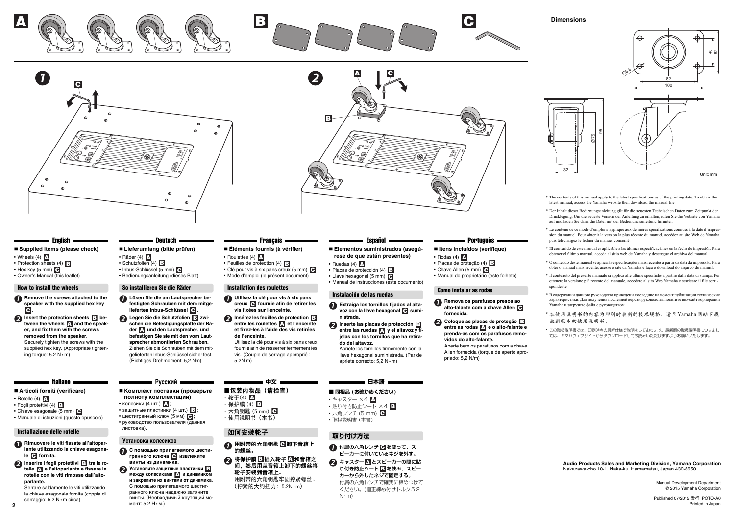A

B

C

**Dimensions**

Ø6.6

82

100

40

62

Ø75

95

32

Unit: mm

## English

■ **Supplied items (please check)**

- Wheels (4) A
- Protection sheets (4) B
- Hex key (5 mm) C
- Owner's Manual (this leaflet)

### How to install the wheels

1. **Remove the screws attached to the speaker with the supplied hex key C.**
2. **Insert the protection sheets B between the wheels A and the speaker, and fix them with the screws removed from the speaker.**
   Securely tighten the screws with the supplied hex key. (Appropriate tightening torque: 5.2 N・m)

## Deutsch

■ **Lieferumfang (bitte prüfen)**

- Räder (4) A
- Schutzfolien (4) B
- Inbus-Schlüssel (5 mm) C
- Bedienungsanleitung (dieses Blatt)

### So installieren Sie die Räder

1. **Lösen Sie die am Lautsprecher befestigten Schrauben mit dem mitgelieferten Inbus-Schlüssel C.**
2. **Legen Sie die Schutzfolien B zwischen die Befestigungsplatte der Räder A und den Lautsprecher, und befestigen Sie sie mit den vom Lautsprecher abmontierten Schrauben.**
   Ziehen Sie die Schrauben mit dem mitgelieferten Inbus-Schlüssel sicher fest. (Richtiges Drehmoment: 5,2 Nm)

## Français

■ **Éléments fournis (à vérifier)**

- Roulettes (4) A
- Feuilles de protection (4) B
- Clé pour vis à six pans creux (5 mm) C
- Mode d'emploi (le présent document)

### Installation des roulettes

1. **Utilisez la clé pour vis à six pans creux C fournie afin de retirer les vis fixées sur l'enceinte.**
2. **Insérez les feuilles de protection B entre les roulettes A et l'enceinte et fixez-les à l'aide des vis retirées de l'enceinte.**
   Utilisez la clé pour vis à six pans creux fournie afin de resserrer fermement les vis. (Couple de serrage approprié : 5,2N m)

## Español

■ **Elementos suministrados (asegúrese de que están presentes)**

- Ruedas (4) A
- Placas de protección (4) B
- Llave hexagonal (5 mm) C
- Manual de instrucciones (este documento)

### Instalación de las ruedas

1. **Extraiga los tornillos fijados al altavoz con la llave hexagonal C suministrada.**
2. **Inserte las placas de protección B entre las ruedas A y el altavoz y fíjelas con los tornillos que ha retirado del altavoz.**
   Apriete los tornillos firmemente con la llave hexagonal suministrada. (Par de apriete correcto: 5,2 N・m)

## Português

■ **Itens incluídos (verifique)**

- Rodas (4) A
- Placas de proteção (4) B
- Chave Allen (5 mm) C
- Manual do proprietário (este folheto)

### Como instalar as rodas

1. **Remova os parafusos presos ao alto-falante com a chave Allen C fornecida.**
2. **Coloque as placas de proteção B entre as rodas A e o alto-falante e prenda-as com os parafusos removidos do alto-falante.**
   Aperte bem os parafusos com a chave Allen fornecida (torque de aperto apropriado: 5,2 N/m)

## Italiano

■ **Articoli forniti (verificare)**

- Rotelle (4) A
- Fogli protettivi (4) B
- Chiave esagonale (5 mm) C
- Manuale di istruzioni (questo opuscolo)

### Installazione delle rotelle

1. **Rimuovere le viti fissate all'altoparlante utilizzando la chiave esagonale C fornita.**
2. **Inserire i fogli protettivi B tra le rotelle A e l'altoparlante e fissare le rotelle con le viti rimosse dall'altoparlante.**
   Serrare saldamente le viti utilizzando la chiave esagonale fornita (coppia di serraggio: 5,2 N・m circa)

## Русский

■ **Комплект поставки (проверьте полноту комплектации)**

- колесики (4 шт.) A;
- защитные пластинки (4 шт.) B;
- шестигранный ключ (5 мм) C;
- руководство пользователя (данная листовка).

### Установка колесиков

1. **С помощью прилагаемого шестигранного ключа C извлеките винты из динамика.**
2. **Установите защитные пластинки B между колесиками A и динамиком и закрепите их винтами от динамика.**
   С помощью прилагаемого шестигранного ключа надежно затяните винты. (Необходимый крутящий момент: 5,2 Н・м.)

## 中文

■**包装内物品（请检查）**

・轮子（4）A
・保护膜（4）B
・六角钥匙（5 mm）C
・使用说明书（本书）

### 如何安装轮子

1. **用附带的六角钥匙C卸下音箱上的螺丝。**
2. **将保护膜B插入轮子A和音箱之间，然后用从音箱上卸下的螺丝将轮子安装到音箱上。**
   用附带的六角钥匙牢固拧紧螺丝。（拧紧的大约扭力：5.2N・m）

## 日本語

■ **同梱品（お確かめください）**

・キャスター ×4 A
・貼り付き防止シート ×4 B
・六角レンチ（5 mm）C
・取扱説明書（本書）

### 取り付け方法

1. **付属の六角レンチCを使って、スピーカーに付いているネジを外す。**
2. **キャスターAとスピーカーの間に貼り付き防止シートBを挟み、スピーカーから外したネジで固定する。**
   付属の六角レンチで確実に締めつけてください。（適正締め付けトルク5.2 N・m）

---

* The contents of this manual apply to the latest specifications as of the printing date. To obtain the latest manual, access the Yamaha website then download the manual file.
* Der Inhalt dieser Bedienungsanleitung gilt für die neuesten Technischen Daten zum Zeitpunkt der Drucklegung. Um die neueste Version der Anleitung zu erhalten, rufen Sie die Website von Yamaha auf und laden Sie dann die Datei mit der Bedienungsanleitung herunter.
* Le contenu de ce mode d'emploi s'applique aux dernières spécifications connues à la date d'impression du manuel. Pour obtenir la version la plus récente du manuel, accédez au site Web de Yamaha puis téléchargez le fichier du manuel concerné.
* El contenido de este manual es aplicable a las últimas especificaciones en la fecha de impresión. Para obtener el último manual, acceda al sitio web de Yamaha y descargue el archivo del manual.
* O conteúdo deste manual se aplica às especificações mais recentes a partir da data da impressão. Para obter o manual mais recente, acesse o site da Yamaha e faça o download do arquivo do manual.
* Il contenuto del presente manuale si applica alle ultime specifiche a partire dalla data di stampa. Per ottenere la versione più recente del manuale, accedere al sito Web Yamaha e scaricare il file corrispondente.
* В содержании данного руководства приведены последние на момент публикации технические характеристики. Для получения последней версии руководства посетите веб-сайт корпорации Yamaha и загрузите файл с руководством.
* 本使用说明书的内容为印刷时最新的技术规格。请至Yamaha网站下载最新版本的使用说明书。
* この取扱説明書では、印刷時点の最新仕様で説明をしております。最新版の取扱説明書につきましては、ヤマハウェブサイトからダウンロードしてお読みいただけますようお願いいたします。

**Audio Products Sales and Marketing Division, Yamaha Corporation**
Nakazawa-cho 10-1, Naka-ku, Hamamatsu, Japan 430-8650

Manual Development Department
© 2015 Yamaha Corporation

Published 07/2015 发行 POTO-A0
Printed in Japan